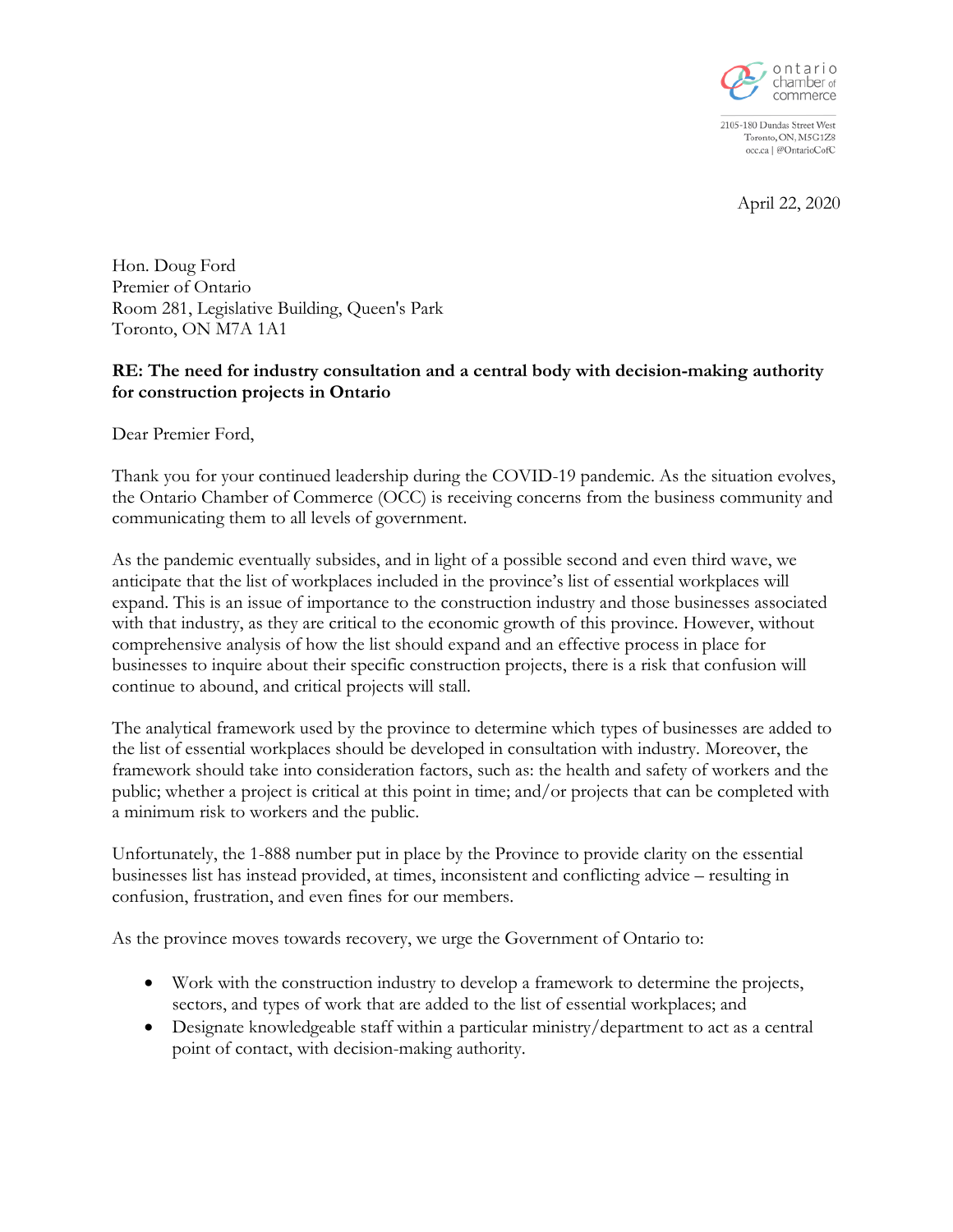ontario chamber of commerce

2105-180 Dundas Street West
Toronto, ON, M5G1Z8
occ.ca | @OntarioCofC

April 22, 2020

Hon. Doug Ford
Premier of Ontario
Room 281, Legislative Building, Queen's Park
Toronto, ON M7A 1A1

**RE: The need for industry consultation and a central body with decision-making authority for construction projects in Ontario**

Dear Premier Ford,

Thank you for your continued leadership during the COVID-19 pandemic. As the situation evolves, the Ontario Chamber of Commerce (OCC) is receiving concerns from the business community and communicating them to all levels of government.

As the pandemic eventually subsides, and in light of a possible second and even third wave, we anticipate that the list of workplaces included in the province's list of essential workplaces will expand. This is an issue of importance to the construction industry and those businesses associated with that industry, as they are critical to the economic growth of this province. However, without comprehensive analysis of how the list should expand and an effective process in place for businesses to inquire about their specific construction projects, there is a risk that confusion will continue to abound, and critical projects will stall.

The analytical framework used by the province to determine which types of businesses are added to the list of essential workplaces should be developed in consultation with industry. Moreover, the framework should take into consideration factors, such as: the health and safety of workers and the public; whether a project is critical at this point in time; and/or projects that can be completed with a minimum risk to workers and the public.

Unfortunately, the 1-888 number put in place by the Province to provide clarity on the essential businesses list has instead provided, at times, inconsistent and conflicting advice – resulting in confusion, frustration, and even fines for our members.

As the province moves towards recovery, we urge the Government of Ontario to:

- Work with the construction industry to develop a framework to determine the projects, sectors, and types of work that are added to the list of essential workplaces; and
- Designate knowledgeable staff within a particular ministry/department to act as a central point of contact, with decision-making authority.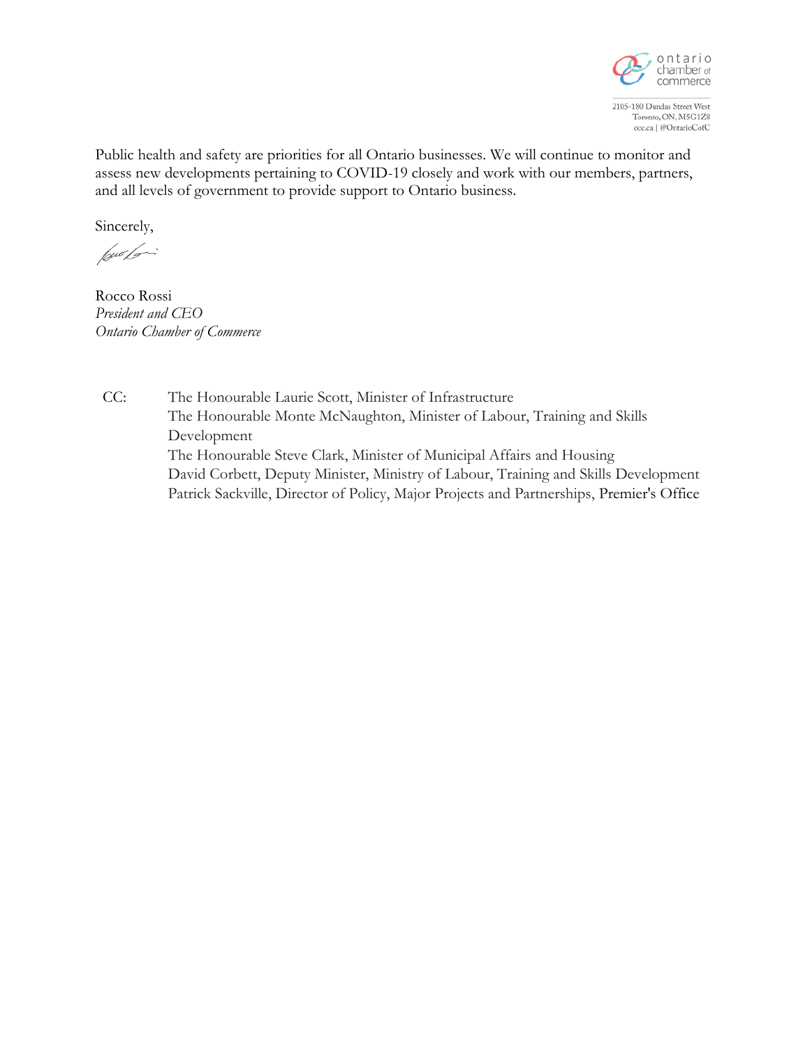Public health and safety are priorities for all Ontario businesses. We will continue to monitor and assess new developments pertaining to COVID-19 closely and work with our members, partners, and all levels of government to provide support to Ontario business.

Sincerely,

Rocco Rossi
*President and CEO*
*Ontario Chamber of Commerce*

CC: The Honourable Laurie Scott, Minister of Infrastructure
The Honourable Monte McNaughton, Minister of Labour, Training and Skills Development
The Honourable Steve Clark, Minister of Municipal Affairs and Housing
David Corbett, Deputy Minister, Ministry of Labour, Training and Skills Development
Patrick Sackville, Director of Policy, Major Projects and Partnerships, Premier's Office